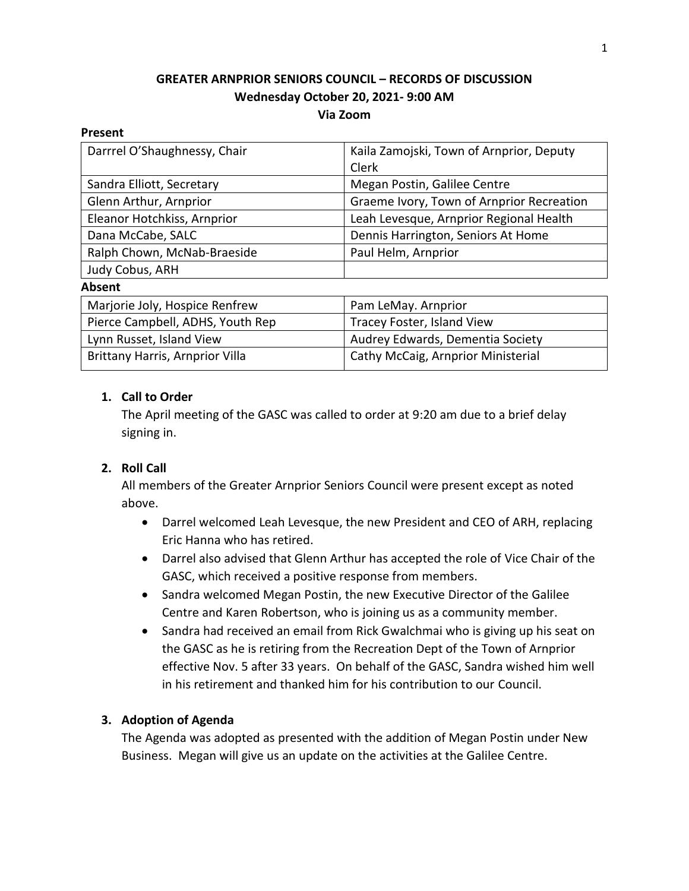**GREATER ARNPRIOR SENIORS COUNCIL – RECORDS OF DISCUSSION**
**Wednesday October 20, 2021- 9:00 AM**
**Via Zoom**

**Present**

| | |
|---|---|
| Darrrel O'Shaughnessy, Chair | Kaila Zamojski, Town of Arnprior, Deputy Clerk |
| Sandra Elliott, Secretary | Megan Postin, Galilee Centre |
| Glenn Arthur, Arnprior | Graeme Ivory, Town of Arnprior Recreation |
| Eleanor Hotchkiss, Arnprior | Leah Levesque, Arnprior Regional Health |
| Dana McCabe, SALC | Dennis Harrington, Seniors At Home |
| Ralph Chown, McNab-Braeside | Paul Helm, Arnprior |
| Judy Cobus, ARH | |

**Absent**

| | |
|---|---|
| Marjorie Joly, Hospice Renfrew | Pam LeMay. Arnprior |
| Pierce Campbell, ADHS, Youth Rep | Tracey Foster, Island View |
| Lynn Russet, Island View | Audrey Edwards, Dementia Society |
| Brittany Harris, Arnprior Villa | Cathy McCaig, Arnprior Ministerial |

1. **Call to Order**
   The April meeting of the GASC was called to order at 9:20 am due to a brief delay signing in.

2. **Roll Call**
   All members of the Greater Arnprior Seniors Council were present except as noted above.
   - Darrel welcomed Leah Levesque, the new President and CEO of ARH, replacing Eric Hanna who has retired.
   - Darrel also advised that Glenn Arthur has accepted the role of Vice Chair of the GASC, which received a positive response from members.
   - Sandra welcomed Megan Postin, the new Executive Director of the Galilee Centre and Karen Robertson, who is joining us as a community member.
   - Sandra had received an email from Rick Gwalchmai who is giving up his seat on the GASC as he is retiring from the Recreation Dept of the Town of Arnprior effective Nov. 5 after 33 years. On behalf of the GASC, Sandra wished him well in his retirement and thanked him for his contribution to our Council.

3. **Adoption of Agenda**
   The Agenda was adopted as presented with the addition of Megan Postin under New Business. Megan will give us an update on the activities at the Galilee Centre.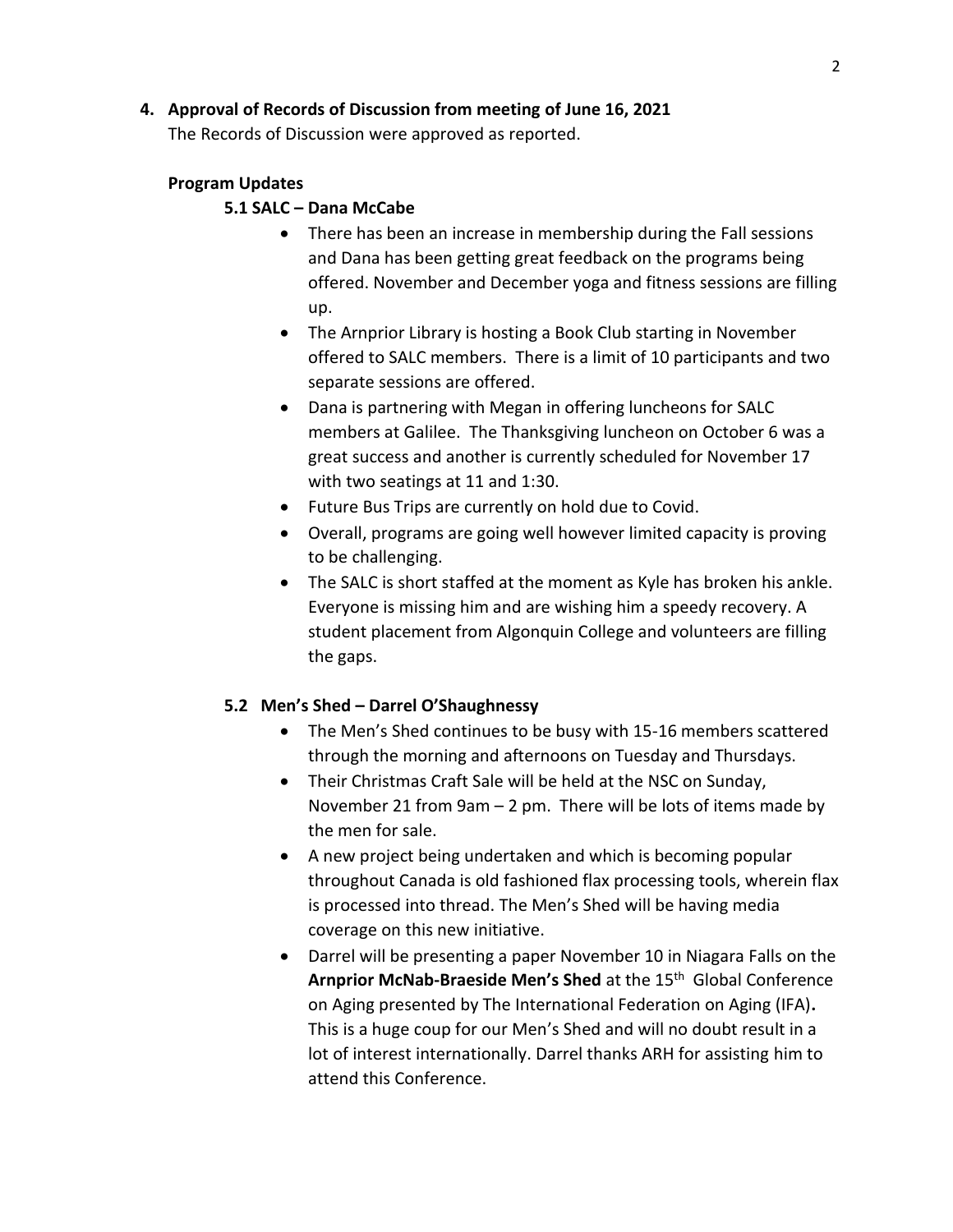**4. Approval of Records of Discussion from meeting of June 16, 2021**

The Records of Discussion were approved as reported.

**Program Updates**

**5.1 SALC – Dana McCabe**

- There has been an increase in membership during the Fall sessions and Dana has been getting great feedback on the programs being offered. November and December yoga and fitness sessions are filling up.
- The Arnprior Library is hosting a Book Club starting in November offered to SALC members. There is a limit of 10 participants and two separate sessions are offered.
- Dana is partnering with Megan in offering luncheons for SALC members at Galilee. The Thanksgiving luncheon on October 6 was a great success and another is currently scheduled for November 17 with two seatings at 11 and 1:30.
- Future Bus Trips are currently on hold due to Covid.
- Overall, programs are going well however limited capacity is proving to be challenging.
- The SALC is short staffed at the moment as Kyle has broken his ankle. Everyone is missing him and are wishing him a speedy recovery. A student placement from Algonquin College and volunteers are filling the gaps.

**5.2 Men's Shed – Darrel O'Shaughnessy**

- The Men's Shed continues to be busy with 15-16 members scattered through the morning and afternoons on Tuesday and Thursdays.
- Their Christmas Craft Sale will be held at the NSC on Sunday, November 21 from 9am – 2 pm. There will be lots of items made by the men for sale.
- A new project being undertaken and which is becoming popular throughout Canada is old fashioned flax processing tools, wherein flax is processed into thread. The Men's Shed will be having media coverage on this new initiative.
- Darrel will be presenting a paper November 10 in Niagara Falls on the **Arnprior McNab-Braeside Men's Shed** at the 15th Global Conference on Aging presented by The International Federation on Aging (IFA)**.** This is a huge coup for our Men's Shed and will no doubt result in a lot of interest internationally. Darrel thanks ARH for assisting him to attend this Conference.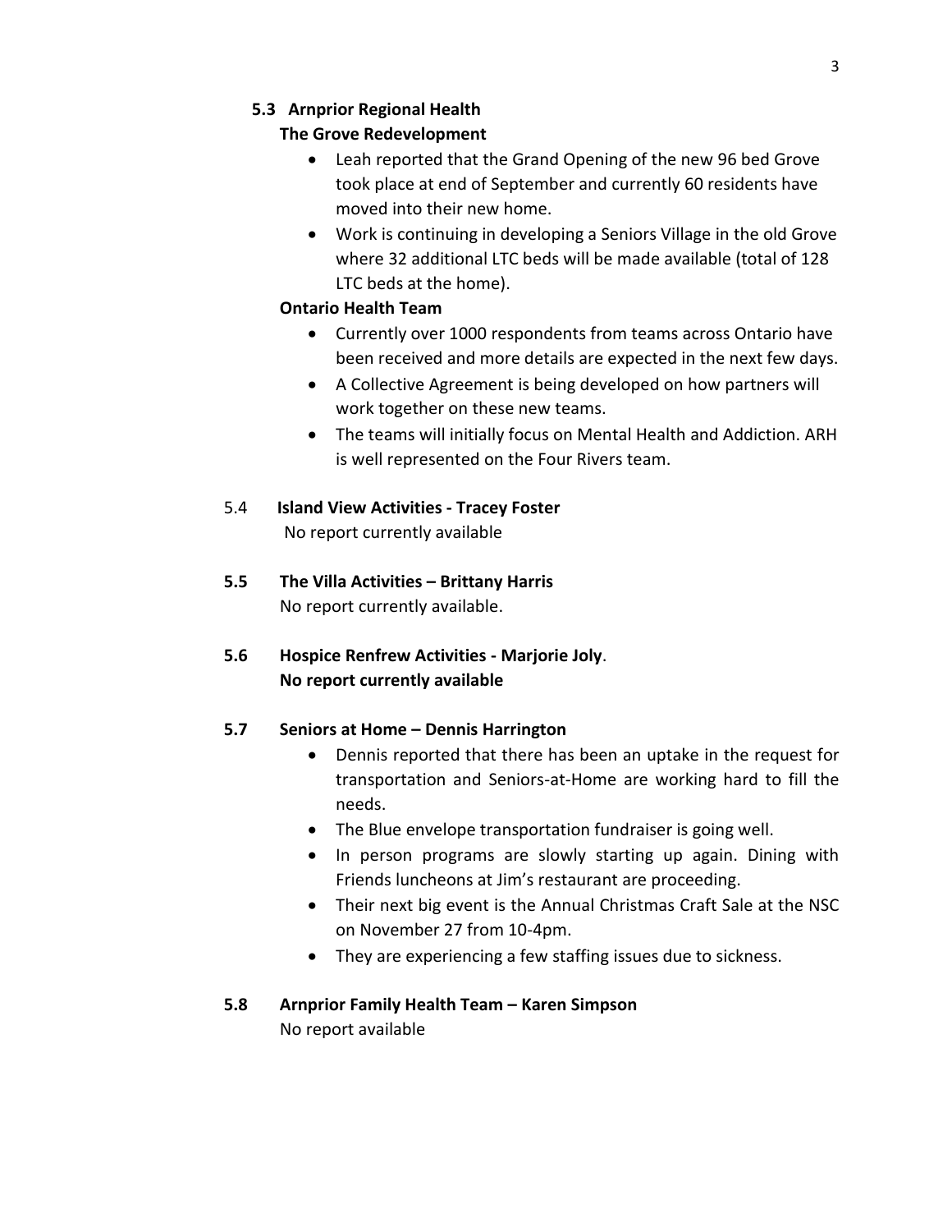### 5.3 Arnprior Regional Health

**The Grove Redevelopment**

- Leah reported that the Grand Opening of the new 96 bed Grove took place at end of September and currently 60 residents have moved into their new home.
- Work is continuing in developing a Seniors Village in the old Grove where 32 additional LTC beds will be made available (total of 128 LTC beds at the home).

**Ontario Health Team**

- Currently over 1000 respondents from teams across Ontario have been received and more details are expected in the next few days.
- A Collective Agreement is being developed on how partners will work together on these new teams.
- The teams will initially focus on Mental Health and Addiction. ARH is well represented on the Four Rivers team.

### 5.4 Island View Activities - Tracey Foster

No report currently available

### 5.5 The Villa Activities – Brittany Harris

No report currently available.

### 5.6 Hospice Renfrew Activities - Marjorie Joly.

**No report currently available**

### 5.7 Seniors at Home – Dennis Harrington

- Dennis reported that there has been an uptake in the request for transportation and Seniors-at-Home are working hard to fill the needs.
- The Blue envelope transportation fundraiser is going well.
- In person programs are slowly starting up again. Dining with Friends luncheons at Jim's restaurant are proceeding.
- Their next big event is the Annual Christmas Craft Sale at the NSC on November 27 from 10-4pm.
- They are experiencing a few staffing issues due to sickness.

### 5.8 Arnprior Family Health Team – Karen Simpson

No report available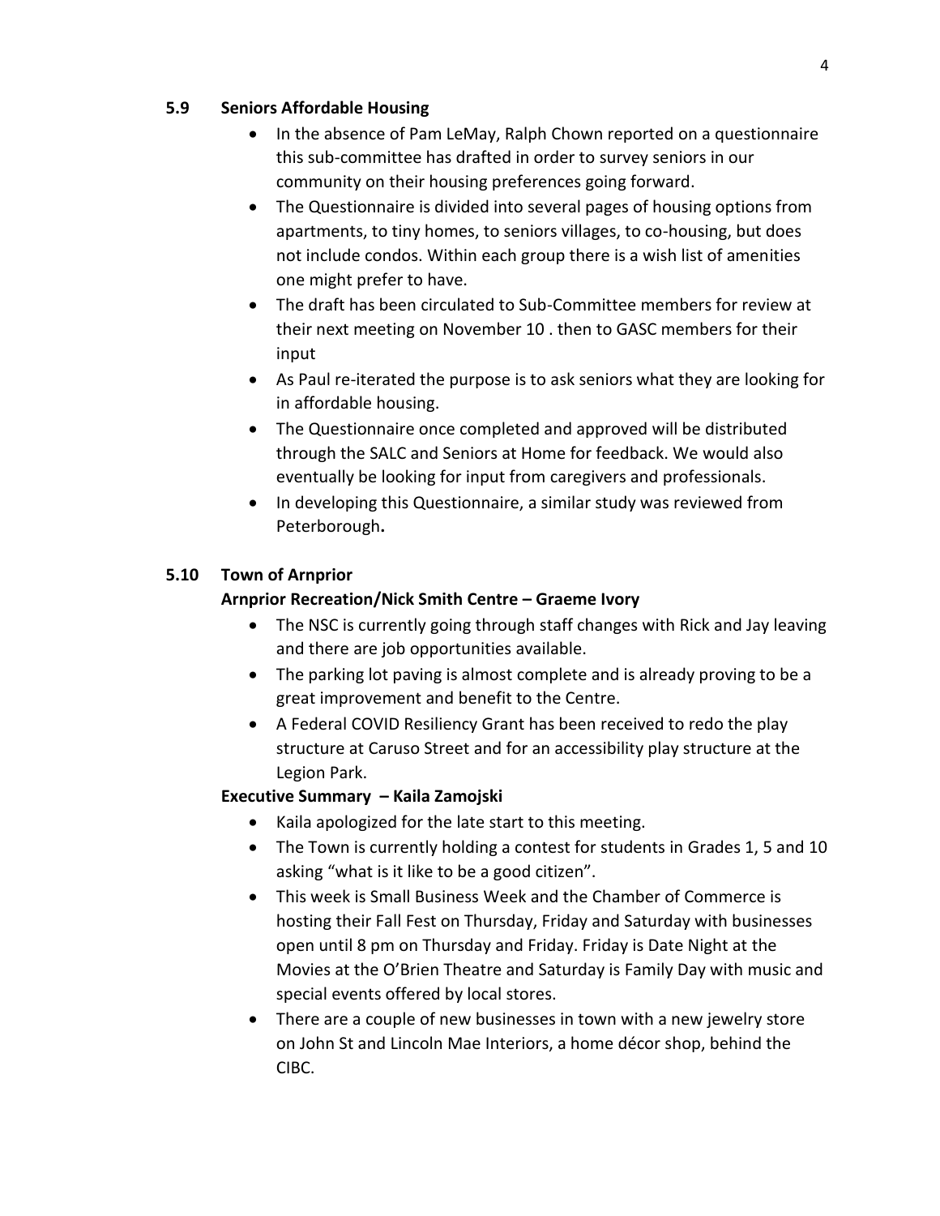### 5.9 Seniors Affordable Housing

- In the absence of Pam LeMay, Ralph Chown reported on a questionnaire this sub-committee has drafted in order to survey seniors in our community on their housing preferences going forward.
- The Questionnaire is divided into several pages of housing options from apartments, to tiny homes, to seniors villages, to co-housing, but does not include condos. Within each group there is a wish list of amenities one might prefer to have.
- The draft has been circulated to Sub-Committee members for review at their next meeting on November 10 . then to GASC members for their input
- As Paul re-iterated the purpose is to ask seniors what they are looking for in affordable housing.
- The Questionnaire once completed and approved will be distributed through the SALC and Seniors at Home for feedback. We would also eventually be looking for input from caregivers and professionals.
- In developing this Questionnaire, a similar study was reviewed from Peterborough**.**

### 5.10 Town of Arnprior

**Arnprior Recreation/Nick Smith Centre – Graeme Ivory**

- The NSC is currently going through staff changes with Rick and Jay leaving and there are job opportunities available.
- The parking lot paving is almost complete and is already proving to be a great improvement and benefit to the Centre.
- A Federal COVID Resiliency Grant has been received to redo the play structure at Caruso Street and for an accessibility play structure at the Legion Park.

**Executive Summary – Kaila Zamojski**

- Kaila apologized for the late start to this meeting.
- The Town is currently holding a contest for students in Grades 1, 5 and 10 asking "what is it like to be a good citizen".
- This week is Small Business Week and the Chamber of Commerce is hosting their Fall Fest on Thursday, Friday and Saturday with businesses open until 8 pm on Thursday and Friday. Friday is Date Night at the Movies at the O'Brien Theatre and Saturday is Family Day with music and special events offered by local stores.
- There are a couple of new businesses in town with a new jewelry store on John St and Lincoln Mae Interiors, a home décor shop, behind the CIBC.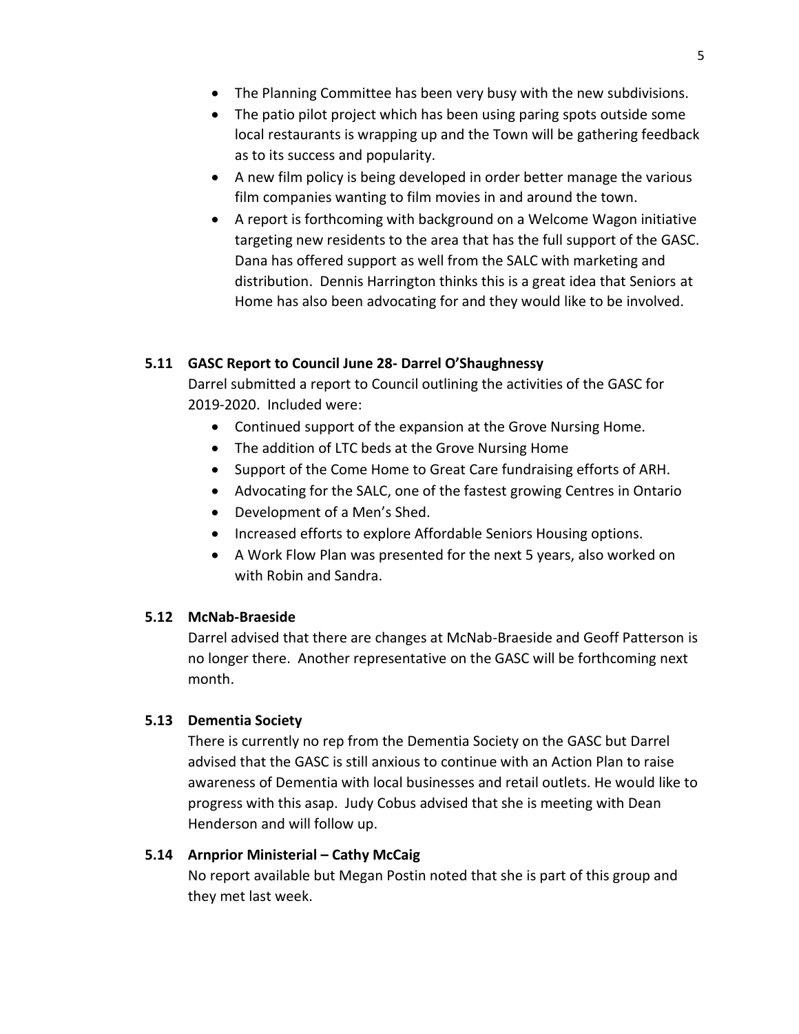- The Planning Committee has been very busy with the new subdivisions.
- The patio pilot project which has been using paring spots outside some local restaurants is wrapping up and the Town will be gathering feedback as to its success and popularity.
- A new film policy is being developed in order better manage the various film companies wanting to film movies in and around the town.
- A report is forthcoming with background on a Welcome Wagon initiative targeting new residents to the area that has the full support of the GASC. Dana has offered support as well from the SALC with marketing and distribution. Dennis Harrington thinks this is a great idea that Seniors at Home has also been advocating for and they would like to be involved.

### 5.11 GASC Report to Council June 28- Darrel O'Shaughnessy

Darrel submitted a report to Council outlining the activities of the GASC for 2019-2020. Included were:

- Continued support of the expansion at the Grove Nursing Home.
- The addition of LTC beds at the Grove Nursing Home
- Support of the Come Home to Great Care fundraising efforts of ARH.
- Advocating for the SALC, one of the fastest growing Centres in Ontario
- Development of a Men's Shed.
- Increased efforts to explore Affordable Seniors Housing options.
- A Work Flow Plan was presented for the next 5 years, also worked on with Robin and Sandra.

### 5.12 McNab-Braeside

Darrel advised that there are changes at McNab-Braeside and Geoff Patterson is no longer there. Another representative on the GASC will be forthcoming next month.

### 5.13 Dementia Society

There is currently no rep from the Dementia Society on the GASC but Darrel advised that the GASC is still anxious to continue with an Action Plan to raise awareness of Dementia with local businesses and retail outlets. He would like to progress with this asap. Judy Cobus advised that she is meeting with Dean Henderson and will follow up.

### 5.14 Arnprior Ministerial – Cathy McCaig

No report available but Megan Postin noted that she is part of this group and they met last week.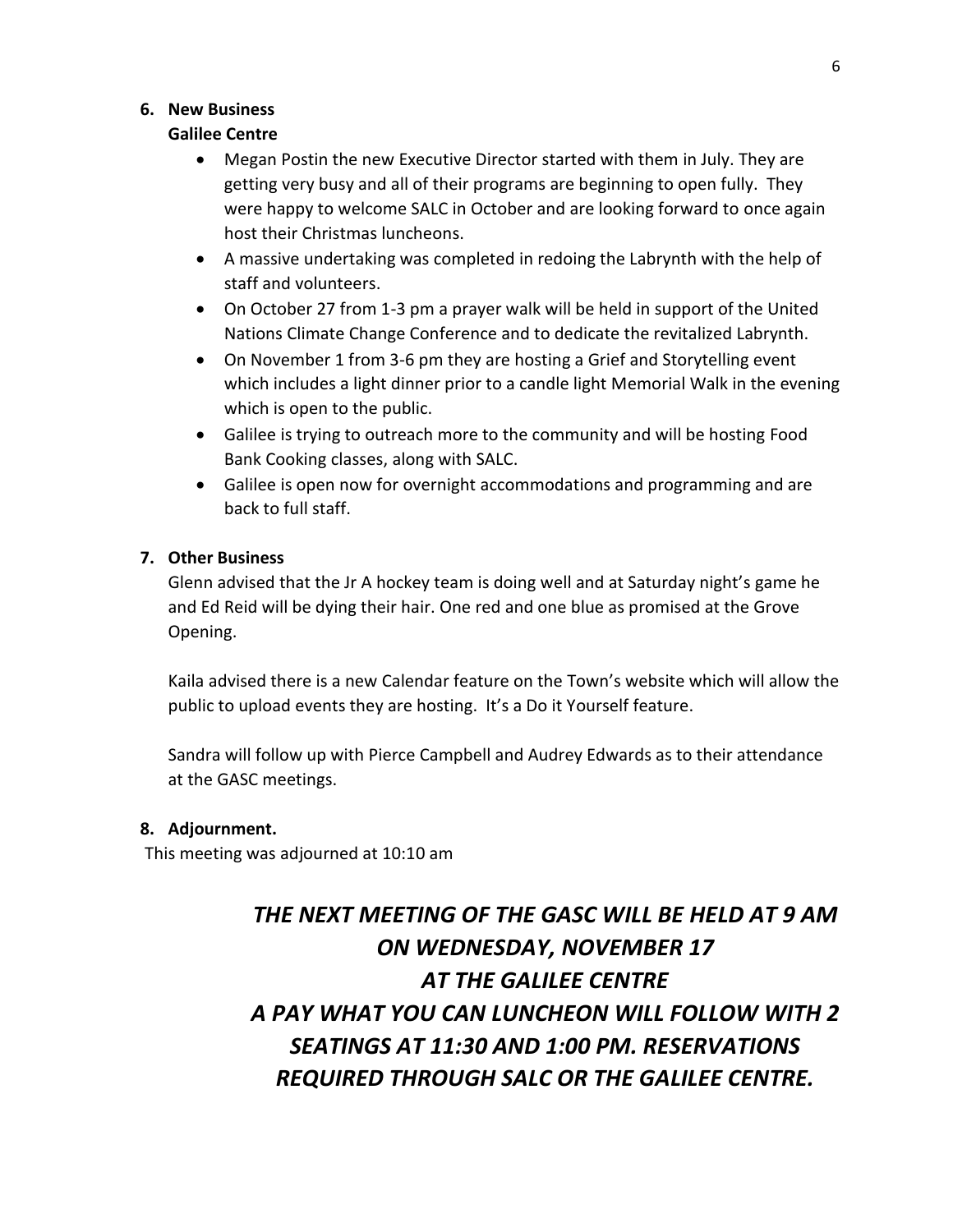**6. New Business**

**Galilee Centre**

- Megan Postin the new Executive Director started with them in July. They are getting very busy and all of their programs are beginning to open fully. They were happy to welcome SALC in October and are looking forward to once again host their Christmas luncheons.
- A massive undertaking was completed in redoing the Labrynth with the help of staff and volunteers.
- On October 27 from 1-3 pm a prayer walk will be held in support of the United Nations Climate Change Conference and to dedicate the revitalized Labrynth.
- On November 1 from 3-6 pm they are hosting a Grief and Storytelling event which includes a light dinner prior to a candle light Memorial Walk in the evening which is open to the public.
- Galilee is trying to outreach more to the community and will be hosting Food Bank Cooking classes, along with SALC.
- Galilee is open now for overnight accommodations and programming and are back to full staff.

**7. Other Business**

Glenn advised that the Jr A hockey team is doing well and at Saturday night's game he and Ed Reid will be dying their hair. One red and one blue as promised at the Grove Opening.

Kaila advised there is a new Calendar feature on the Town's website which will allow the public to upload events they are hosting. It's a Do it Yourself feature.

Sandra will follow up with Pierce Campbell and Audrey Edwards as to their attendance at the GASC meetings.

**8. Adjournment.**

This meeting was adjourned at 10:10 am

***THE NEXT MEETING OF THE GASC WILL BE HELD AT 9 AM ON WEDNESDAY, NOVEMBER 17 AT THE GALILEE CENTRE A PAY WHAT YOU CAN LUNCHEON WILL FOLLOW WITH 2 SEATINGS AT 11:30 AND 1:00 PM. RESERVATIONS REQUIRED THROUGH SALC OR THE GALILEE CENTRE.***